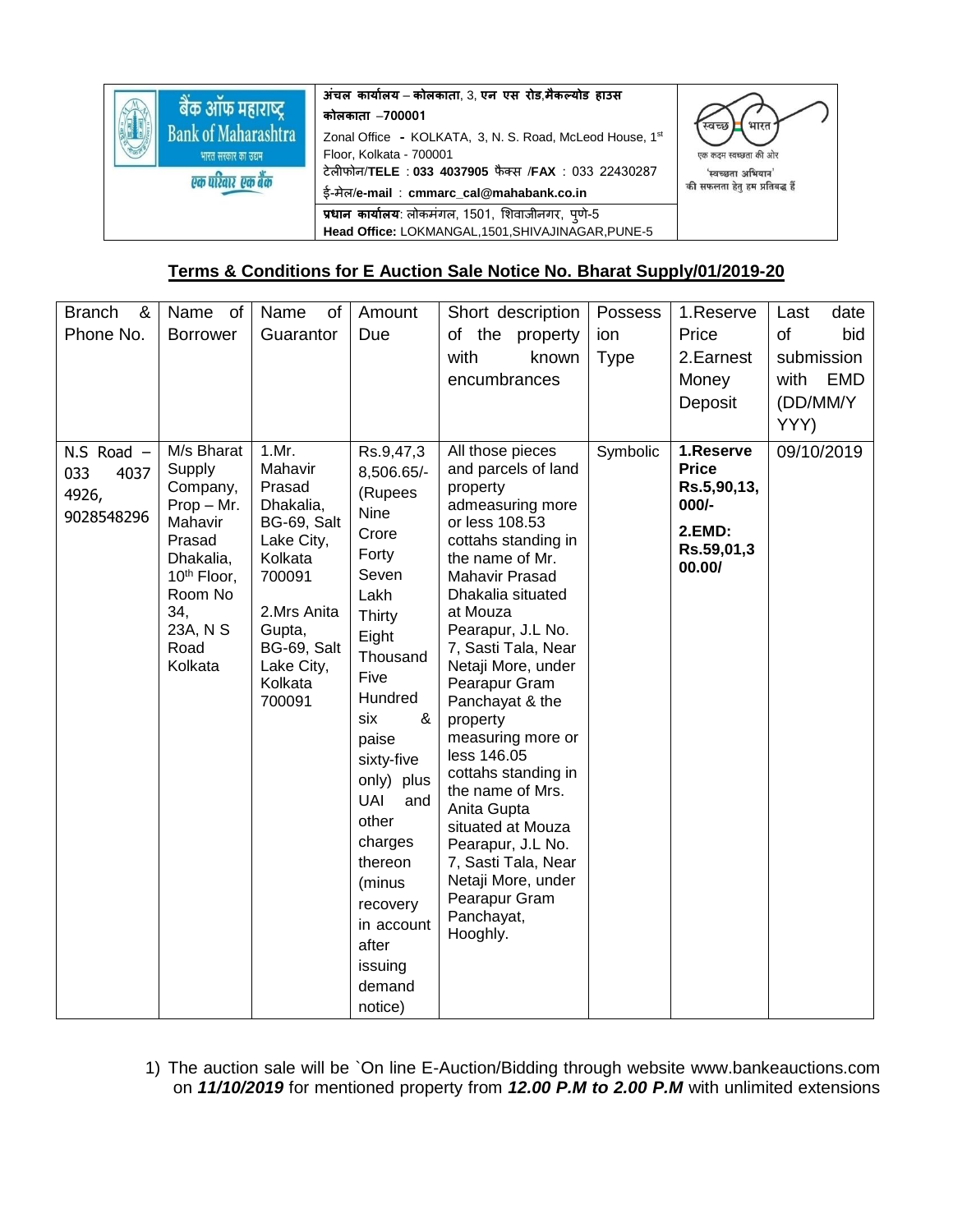| बैंक ऑफ महाराष्ट्र<br>Bank of Maharashtra<br>भारत सरकार का उद्यम<br>एक परिवार एक बैंक | अंचल कार्यालय – कोलकाता, 3, एन एस रोड,मैकल्योड हाउस कोलकाता –700001<br>Zonal Office - KOLKATA, 3, N. S. Road, McLeod House, 1st Floor, Kolkata - 700001<br>टेलीफोन/TELE : 033 4037905 फैक्स /FAX : 033 22430287<br>ई-मेल/e-mail : cmmarc_cal@mahabank.co.in<br>प्रधान कार्यालय: लोकमंगल, 1501, शिवाजीनगर, पुणे-5<br>Head Office: LOKMANGAL,1501,SHIVAJINAGAR,PUNE-5 | स्वच्छ भारत<br>एक कदम स्वच्छता की ओर<br>'स्वच्छता अभियान' की सफलता हेतु हम प्रतिबद्ध हैं |
|---|---|---|

## Terms & Conditions for E Auction Sale Notice No. Bharat Supply/01/2019-20

| Branch & Phone No. | Name of Borrower | Name of Guarantor | Amount Due | Short description of the property with known encumbrances | Possession Type | 1.Reserve Price 2.Earnest Money Deposit | Last date of bid submission with EMD (DD/MM/YYYY) |
|---|---|---|---|---|---|---|---|
| N.S Road – 033 4037 4926, 9028548296 | M/s Bharat Supply Company, Prop – Mr. Mahavir Prasad Dhakalia, 10th Floor, Room No 34, 23A, N S Road Kolkata | 1.Mr. Mahavir Prasad Dhakalia, BG-69, Salt Lake City, Kolkata 700091<br><br>2.Mrs Anita Gupta, BG-69, Salt Lake City, Kolkata 700091 | Rs.9,47,38,506.65/- (Rupees Nine Crore Forty Seven Lakh Thirty Eight Thousand Five Hundred six & paise sixty-five only) plus UAI and other charges thereon (minus recovery in account after issuing demand notice) | All those pieces and parcels of land property admeasuring more or less 108.53 cottahs standing in the name of Mr. Mahavir Prasad Dhakalia situated at Mouza Pearapur, J.L No. 7, Sasti Tala, Near Netaji More, under Pearapur Gram Panchayat & the property measuring more or less 146.05 cottahs standing in the name of Mrs. Anita Gupta situated at Mouza Pearapur, J.L No. 7, Sasti Tala, Near Netaji More, under Pearapur Gram Panchayat, Hooghly. | Symbolic | **1.Reserve Price Rs.5,90,13,000/-**<br>**2.EMD: Rs.59,01,300.00/** | 09/10/2019 |

1) The auction sale will be `On line E-Auction/Bidding through website www.bankeauctions.com on ***11/10/2019*** for mentioned property from ***12.00 P.M to 2.00 P.M*** with unlimited extensions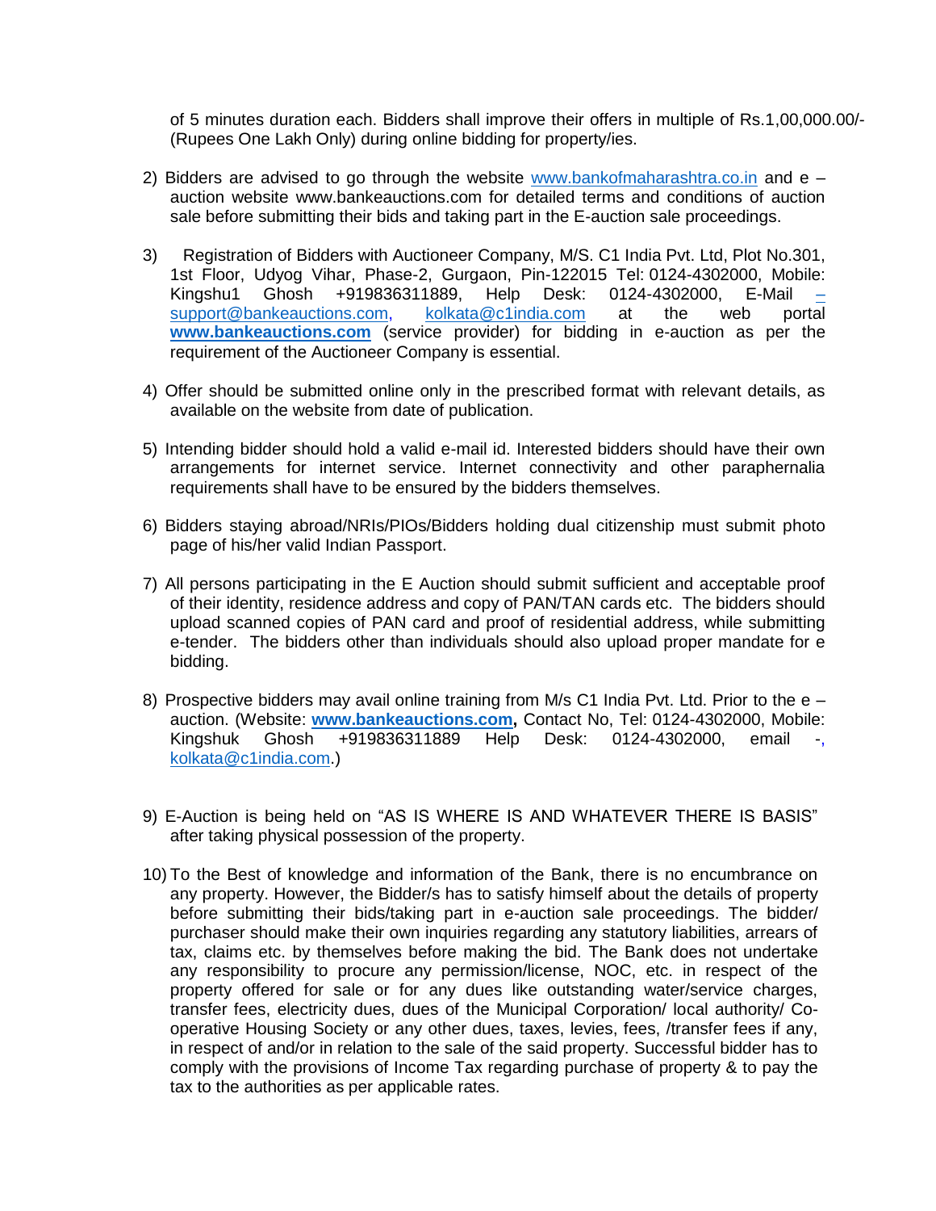of 5 minutes duration each. Bidders shall improve their offers in multiple of Rs.1,00,000.00/- (Rupees One Lakh Only) during online bidding for property/ies.

2) Bidders are advised to go through the website www.bankofmaharashtra.co.in and e – auction website www.bankeauctions.com for detailed terms and conditions of auction sale before submitting their bids and taking part in the E-auction sale proceedings.

3) Registration of Bidders with Auctioneer Company, M/S. C1 India Pvt. Ltd, Plot No.301, 1st Floor, Udyog Vihar, Phase-2, Gurgaon, Pin-122015 Tel: 0124-4302000, Mobile: Kingshu1 Ghosh +919836311889, Help Desk: 0124-4302000, E-Mail – support@bankeauctions.com, kolkata@c1india.com at the web portal **www.bankeauctions.com** (service provider) for bidding in e-auction as per the requirement of the Auctioneer Company is essential.

4) Offer should be submitted online only in the prescribed format with relevant details, as available on the website from date of publication.

5) Intending bidder should hold a valid e-mail id. Interested bidders should have their own arrangements for internet service. Internet connectivity and other paraphernalia requirements shall have to be ensured by the bidders themselves.

6) Bidders staying abroad/NRIs/PIOs/Bidders holding dual citizenship must submit photo page of his/her valid Indian Passport.

7) All persons participating in the E Auction should submit sufficient and acceptable proof of their identity, residence address and copy of PAN/TAN cards etc. The bidders should upload scanned copies of PAN card and proof of residential address, while submitting e-tender. The bidders other than individuals should also upload proper mandate for e bidding.

8) Prospective bidders may avail online training from M/s C1 India Pvt. Ltd. Prior to the e – auction. (Website: **www.bankeauctions.com,** Contact No, Tel: 0124-4302000, Mobile: Kingshuk Ghosh +919836311889 Help Desk: 0124-4302000, email -, kolkata@c1india.com.)

9) E-Auction is being held on “AS IS WHERE IS AND WHATEVER THERE IS BASIS” after taking physical possession of the property.

10) To the Best of knowledge and information of the Bank, there is no encumbrance on any property. However, the Bidder/s has to satisfy himself about the details of property before submitting their bids/taking part in e-auction sale proceedings. The bidder/ purchaser should make their own inquiries regarding any statutory liabilities, arrears of tax, claims etc. by themselves before making the bid. The Bank does not undertake any responsibility to procure any permission/license, NOC, etc. in respect of the property offered for sale or for any dues like outstanding water/service charges, transfer fees, electricity dues, dues of the Municipal Corporation/ local authority/ Co-operative Housing Society or any other dues, taxes, levies, fees, /transfer fees if any, in respect of and/or in relation to the sale of the said property. Successful bidder has to comply with the provisions of Income Tax regarding purchase of property & to pay the tax to the authorities as per applicable rates.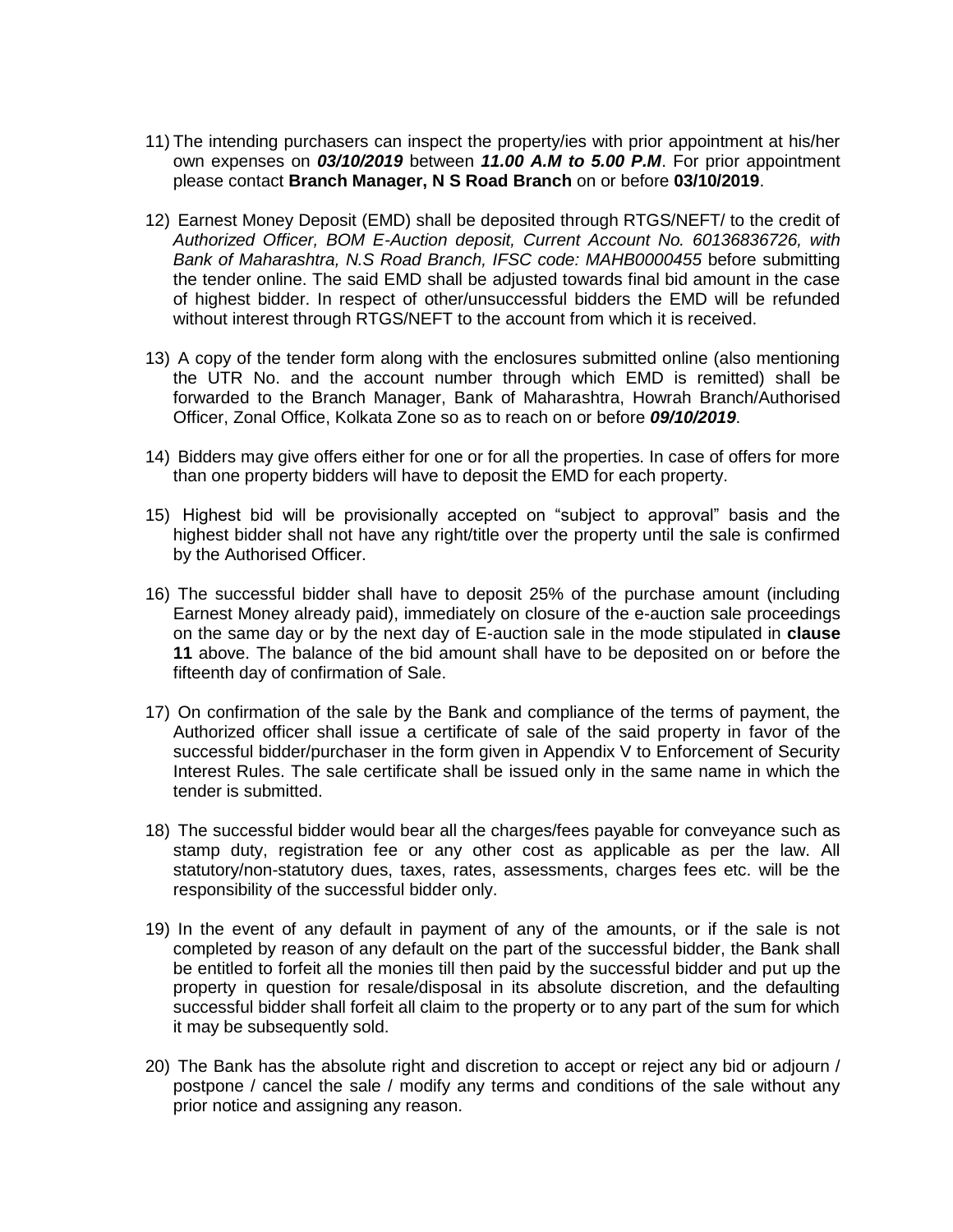11) The intending purchasers can inspect the property/ies with prior appointment at his/her own expenses on ***03/10/2019*** between ***11.00 A.M to 5.00 P.M***. For prior appointment please contact **Branch Manager, N S Road Branch** on or before **03/10/2019**.

12) Earnest Money Deposit (EMD) shall be deposited through RTGS/NEFT/ to the credit of *Authorized Officer, BOM E-Auction deposit, Current Account No. 60136836726, with Bank of Maharashtra, N.S Road Branch, IFSC code: MAHB0000455* before submitting the tender online. The said EMD shall be adjusted towards final bid amount in the case of highest bidder. In respect of other/unsuccessful bidders the EMD will be refunded without interest through RTGS/NEFT to the account from which it is received.

13) A copy of the tender form along with the enclosures submitted online (also mentioning the UTR No. and the account number through which EMD is remitted) shall be forwarded to the Branch Manager, Bank of Maharashtra, Howrah Branch/Authorised Officer, Zonal Office, Kolkata Zone so as to reach on or before ***09/10/2019***.

14) Bidders may give offers either for one or for all the properties. In case of offers for more than one property bidders will have to deposit the EMD for each property.

15) Highest bid will be provisionally accepted on "subject to approval" basis and the highest bidder shall not have any right/title over the property until the sale is confirmed by the Authorised Officer.

16) The successful bidder shall have to deposit 25% of the purchase amount (including Earnest Money already paid), immediately on closure of the e-auction sale proceedings on the same day or by the next day of E-auction sale in the mode stipulated in **clause 11** above. The balance of the bid amount shall have to be deposited on or before the fifteenth day of confirmation of Sale.

17) On confirmation of the sale by the Bank and compliance of the terms of payment, the Authorized officer shall issue a certificate of sale of the said property in favor of the successful bidder/purchaser in the form given in Appendix V to Enforcement of Security Interest Rules. The sale certificate shall be issued only in the same name in which the tender is submitted.

18) The successful bidder would bear all the charges/fees payable for conveyance such as stamp duty, registration fee or any other cost as applicable as per the law. All statutory/non-statutory dues, taxes, rates, assessments, charges fees etc. will be the responsibility of the successful bidder only.

19) In the event of any default in payment of any of the amounts, or if the sale is not completed by reason of any default on the part of the successful bidder, the Bank shall be entitled to forfeit all the monies till then paid by the successful bidder and put up the property in question for resale/disposal in its absolute discretion, and the defaulting successful bidder shall forfeit all claim to the property or to any part of the sum for which it may be subsequently sold.

20) The Bank has the absolute right and discretion to accept or reject any bid or adjourn / postpone / cancel the sale / modify any terms and conditions of the sale without any prior notice and assigning any reason.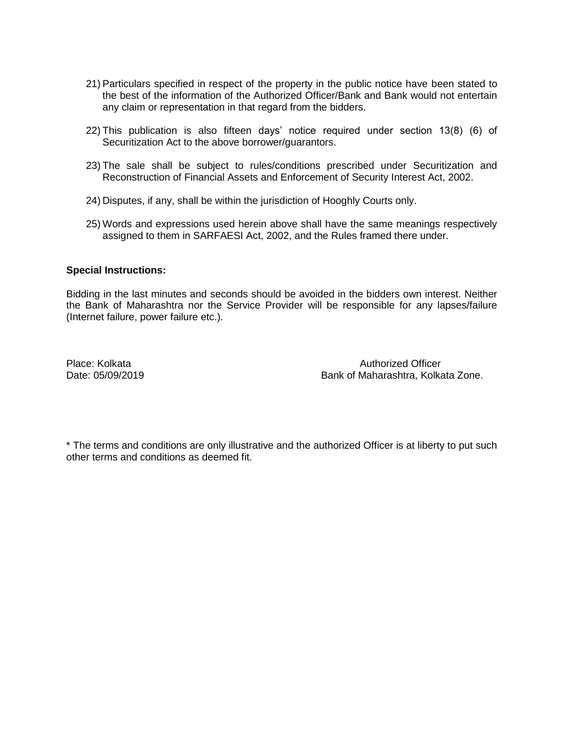21) Particulars specified in respect of the property in the public notice have been stated to the best of the information of the Authorized Officer/Bank and Bank would not entertain any claim or representation in that regard from the bidders.

22) This publication is also fifteen days' notice required under section 13(8) (6) of Securitization Act to the above borrower/guarantors.

23) The sale shall be subject to rules/conditions prescribed under Securitization and Reconstruction of Financial Assets and Enforcement of Security Interest Act, 2002.

24) Disputes, if any, shall be within the jurisdiction of Hooghly Courts only.

25) Words and expressions used herein above shall have the same meanings respectively assigned to them in SARFAESI Act, 2002, and the Rules framed there under.

**Special Instructions:**

Bidding in the last minutes and seconds should be avoided in the bidders own interest. Neither the Bank of Maharashtra nor the Service Provider will be responsible for any lapses/failure (Internet failure, power failure etc.).

Place: Kolkata
Date: 05/09/2019

Authorized Officer
Bank of Maharashtra, Kolkata Zone.

* The terms and conditions are only illustrative and the authorized Officer is at liberty to put such other terms and conditions as deemed fit.